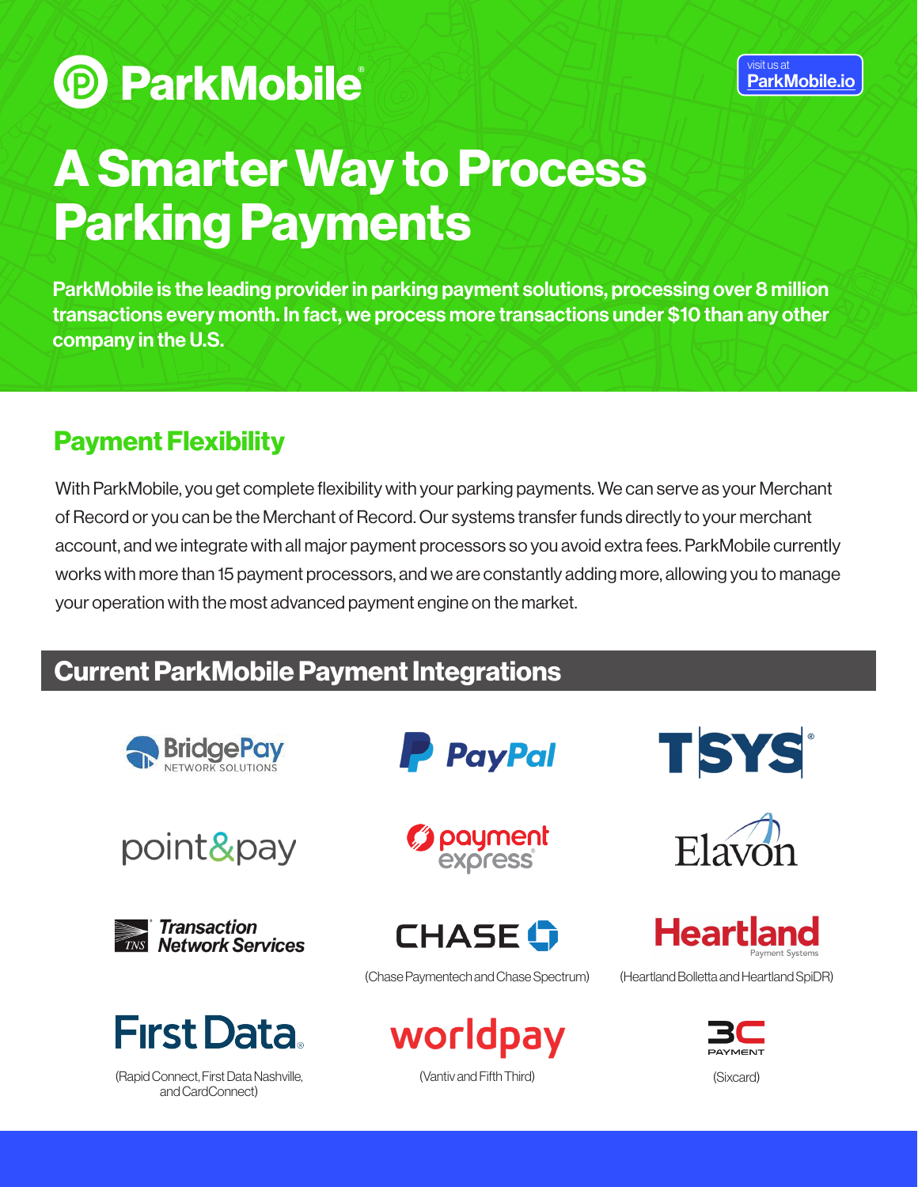ParkMobile

visit us at ParkMobile.io

# A Smarter Way to Process Parking Payments

**ParkMobile is the leading provider in parking payment solutions, processing over 8 million transactions every month. In fact, we process more transactions under $10 than any other company in the U.S.**

## Payment Flexibility

With ParkMobile, you get complete flexibility with your parking payments. We can serve as your Merchant of Record or you can be the Merchant of Record. Our systems transfer funds directly to your merchant account, and we integrate with all major payment processors so you avoid extra fees. ParkMobile currently works with more than 15 payment processors, and we are constantly adding more, allowing you to manage your operation with the most advanced payment engine on the market.

## Current ParkMobile Payment Integrations

- BridgePay Network Solutions
- PayPal
- TSYS
- point&pay
- payment express
- Elavon
- Transaction Network Services (TNS)
- CHASE (Chase Paymentech and Chase Spectrum)
- Heartland Payment Systems (Heartland Bolletta and Heartland SpiDR)
- First Data (Rapid Connect, First Data Nashville, and CardConnect)
- worldpay (Vantiv and Fifth Third)
- 3C Payment (Sixcard)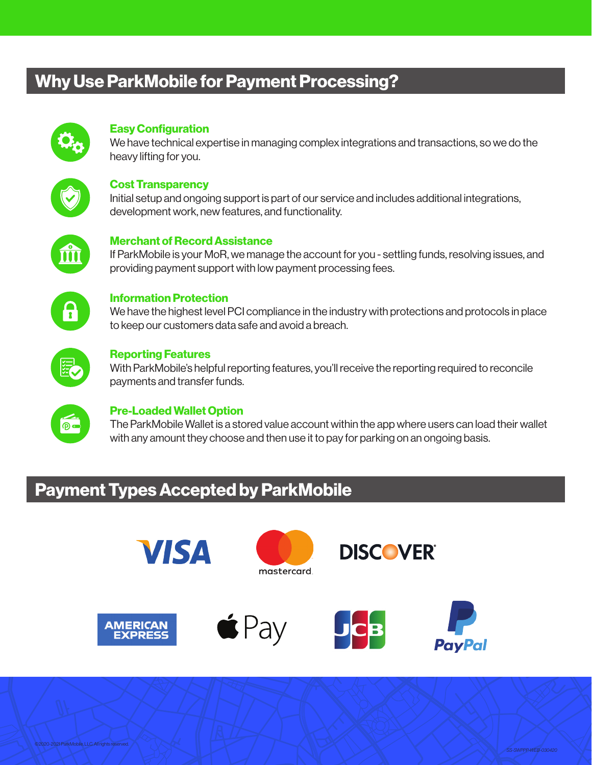## Why Use ParkMobile for Payment Processing?

**Easy Configuration**
We have technical expertise in managing complex integrations and transactions, so we do the heavy lifting for you.

**Cost Transparency**
Initial setup and ongoing support is part of our service and includes additional integrations, development work, new features, and functionality.

**Merchant of Record Assistance**
If ParkMobile is your MoR, we manage the account for you - settling funds, resolving issues, and providing payment support with low payment processing fees.

**Information Protection**
We have the highest level PCI compliance in the industry with protections and protocols in place to keep our customers data safe and avoid a breach.

**Reporting Features**
With ParkMobile's helpful reporting features, you'll receive the reporting required to reconcile payments and transfer funds.

**Pre-Loaded Wallet Option**
The ParkMobile Wallet is a stored value account within the app where users can load their wallet with any amount they choose and then use it to pay for parking on an ongoing basis.

## Payment Types Accepted by ParkMobile

VISA

mastercard

DISCOVER

AMERICAN EXPRESS

Apple Pay

JCB

PayPal

©2020-2021 ParkMobile, LLC All rights reserved.

SS-SWPPF-WEB-030420